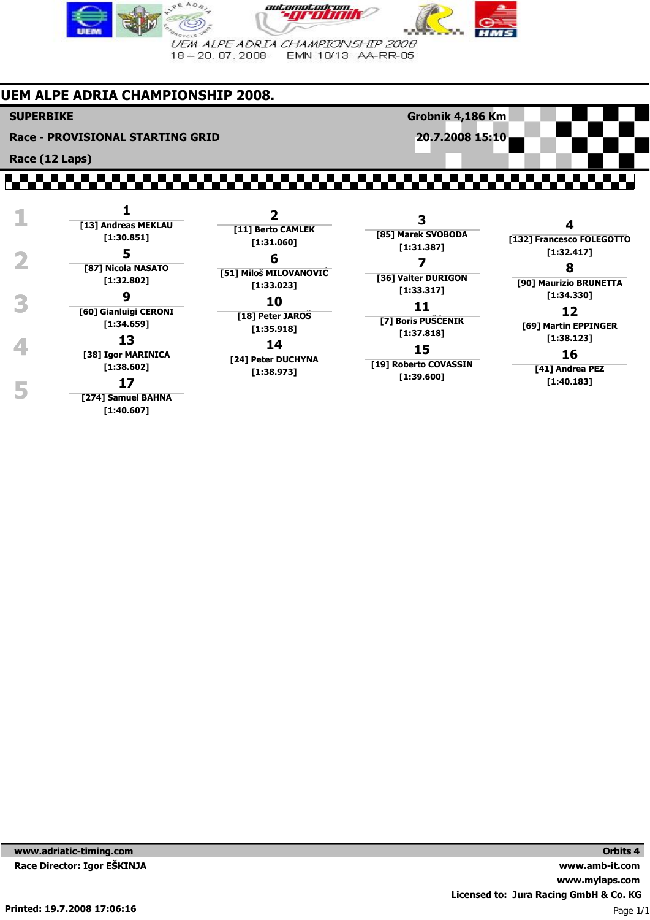UEM ALPE ADRIA CHAMPIONSHIP 2008
18 – 20. 07. 2008 EMN 10/13 AA-RR-05

# UEM ALPE ADRIA CHAMPIONSHIP 2008.

**SUPERBIKE** — **Grobnik 4,186 Km**

**Race - PROVISIONAL STARTING GRID** — **20.7.2008 15:10**

**Race (12 Laps)**

| Row | | | | |
|---|---|---|---|---|
| 1 | **1** [13] Andreas MEKLAU [1:30.851] | **2** [11] Berto CAMLEK [1:31.060] | **3** [85] Marek SVOBODA [1:31.387] | **4** [132] Francesco FOLEGOTTO [1:32.417] |
| 2 | **5** [87] Nicola NASATO [1:32.802] | **6** [51] Miloš MILOVANOVIĆ [1:33.023] | **7** [36] Valter DURIGON [1:33.317] | **8** [90] Maurizio BRUNETTA [1:34.330] |
| 3 | **9** [60] Gianluigi CERONI [1:34.659] | **10** [18] Peter JAROŠ [1:35.918] | **11** [7] Boris PUŠCENIK [1:37.818] | **12** [69] Martin EPPINGER [1:38.123] |
| 4 | **13** [38] Igor MARINICA [1:38.602] | **14** [24] Peter DUCHYNA [1:38.973] | **15** [19] Roberto COVASSIN [1:39.600] | **16** [41] Andrea PEZ [1:40.183] |
| 5 | **17** [274] Samuel BAHNA [1:40.607] | | | |

www.adriatic-timing.com
Race Director: Igor EŠKINJA

Orbits 4
www.amb-it.com
www.mylaps.com
Licensed to: Jura Racing GmbH & Co. KG

Printed: 19.7.2008 17:06:16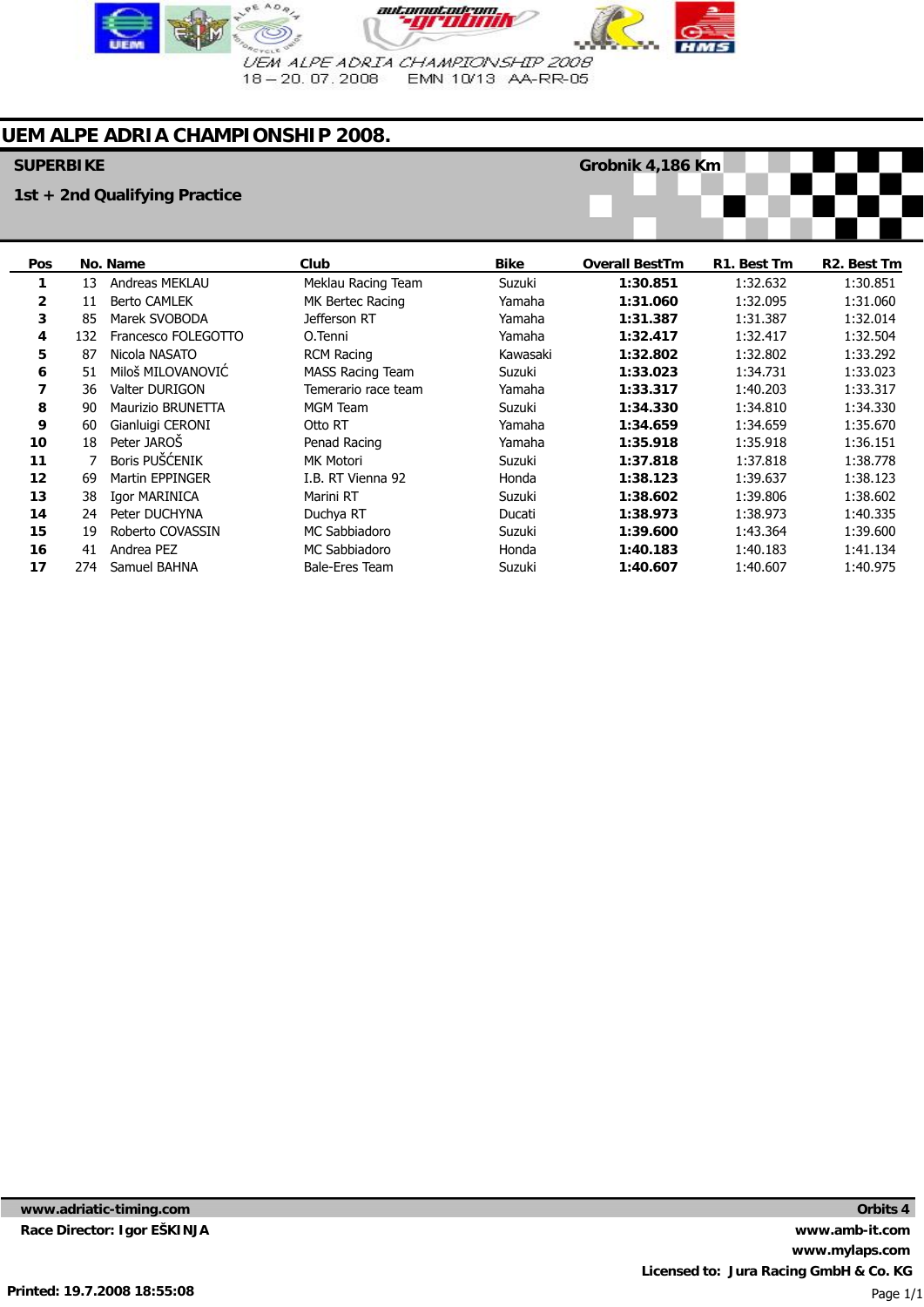UEM ALPE ADRIA CHAMPIONSHIP 2008
18 – 20. 07. 2008 EMN 10/13 AA-RR-05

# UEM ALPE ADRIA CHAMPIONSHIP 2008.

**SUPERBIKE**

**1st + 2nd Qualifying Practice**

**Grobnik 4,186 Km**

| Pos | No. | Name | Club | Bike | Overall BestTm | R1. Best Tm | R2. Best Tm |
|---|---|---|---|---|---|---|---|
| **1** | 13 | Andreas MEKLAU | Meklau Racing Team | Suzuki | **1:30.851** | 1:32.632 | 1:30.851 |
| **2** | 11 | Berto CAMLEK | MK Bertec Racing | Yamaha | **1:31.060** | 1:32.095 | 1:31.060 |
| **3** | 85 | Marek SVOBODA | Jefferson RT | Yamaha | **1:31.387** | 1:31.387 | 1:32.014 |
| **4** | 132 | Francesco FOLEGOTTO | O.Tenni | Yamaha | **1:32.417** | 1:32.417 | 1:32.504 |
| **5** | 87 | Nicola NASATO | RCM Racing | Kawasaki | **1:32.802** | 1:32.802 | 1:33.292 |
| **6** | 51 | Miloš MILOVANOVIĆ | MASS Racing Team | Suzuki | **1:33.023** | 1:34.731 | 1:33.023 |
| **7** | 36 | Valter DURIGON | Temerario race team | Yamaha | **1:33.317** | 1:40.203 | 1:33.317 |
| **8** | 90 | Maurizio BRUNETTA | MGM Team | Suzuki | **1:34.330** | 1:34.810 | 1:34.330 |
| **9** | 60 | Gianluigi CERONI | Otto RT | Yamaha | **1:34.659** | 1:34.659 | 1:35.670 |
| **10** | 18 | Peter JAROŠ | Penad Racing | Yamaha | **1:35.918** | 1:35.918 | 1:36.151 |
| **11** | 7 | Boris PUŠĆENIK | MK Motori | Suzuki | **1:37.818** | 1:37.818 | 1:38.778 |
| **12** | 69 | Martin EPPINGER | I.B. RT Vienna 92 | Honda | **1:38.123** | 1:39.637 | 1:38.123 |
| **13** | 38 | Igor MARINICA | Marini RT | Suzuki | **1:38.602** | 1:39.806 | 1:38.602 |
| **14** | 24 | Peter DUCHYNA | Duchya RT | Ducati | **1:38.973** | 1:38.973 | 1:40.335 |
| **15** | 19 | Roberto COVASSIN | MC Sabbiadoro | Suzuki | **1:39.600** | 1:43.364 | 1:39.600 |
| **16** | 41 | Andrea PEZ | MC Sabbiadoro | Honda | **1:40.183** | 1:40.183 | 1:41.134 |
| **17** | 274 | Samuel BAHNA | Bale-Eres Team | Suzuki | **1:40.607** | 1:40.607 | 1:40.975 |

**www.adriatic-timing.com** **Orbits 4**

**Race Director: Igor EŠKINJA**

**www.amb-it.com**
**www.mylaps.com**
**Licensed to: Jura Racing GmbH & Co. KG**

**Printed: 19.7.2008 18:55:08**